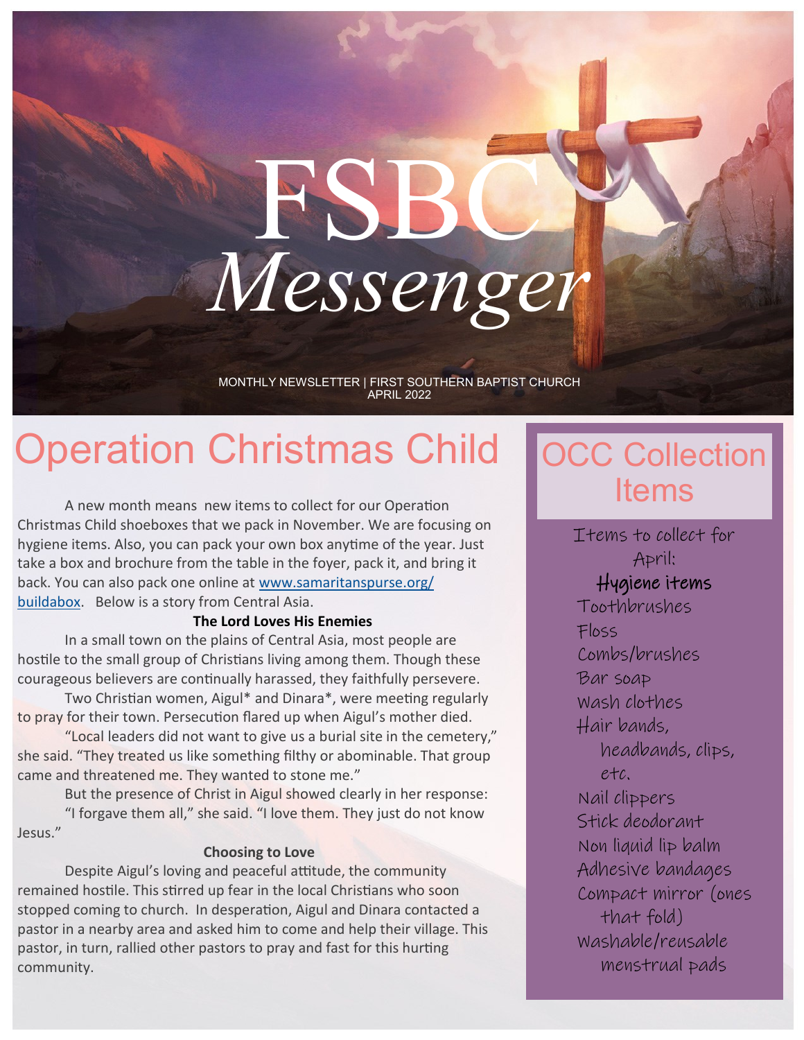# FSBC *Messenger*

MONTHLY NEWSLETTER | FIRST SOUTHERN BAPTIST CHURCH
APRIL 2022

## Operation Christmas Child

A new month means new items to collect for our Operation Christmas Child shoeboxes that we pack in November. We are focusing on hygiene items. Also, you can pack your own box anytime of the year. Just take a box and brochure from the table in the foyer, pack it, and bring it back. You can also pack one online at [www.samaritanspurse.org/buildabox](www.samaritanspurse.org/buildabox). Below is a story from Central Asia.

**The Lord Loves His Enemies**

In a small town on the plains of Central Asia, most people are hostile to the small group of Christians living among them. Though these courageous believers are continually harassed, they faithfully persevere.

Two Christian women, Aigul* and Dinara*, were meeting regularly to pray for their town. Persecution flared up when Aigul's mother died.

"Local leaders did not want to give us a burial site in the cemetery," she said. "They treated us like something filthy or abominable. That group came and threatened me. They wanted to stone me."

But the presence of Christ in Aigul showed clearly in her response:

"I forgave them all," she said. "I love them. They just do not know Jesus."

**Choosing to Love**

Despite Aigul's loving and peaceful attitude, the community remained hostile. This stirred up fear in the local Christians who soon stopped coming to church. In desperation, Aigul and Dinara contacted a pastor in a nearby area and asked him to come and help their village. This pastor, in turn, rallied other pastors to pray and fast for this hurting community.

## OCC Collection Items

Items to collect for April:

**Hygiene items**

- Toothbrushes
- Floss
- Combs/brushes
- Bar soap
- Wash clothes
- Hair bands, headbands, clips, etc.
- Nail clippers
- Stick deodorant
- Non liquid lip balm
- Adhesive bandages
- Compact mirror (ones that fold)
- Washable/reusable menstrual pads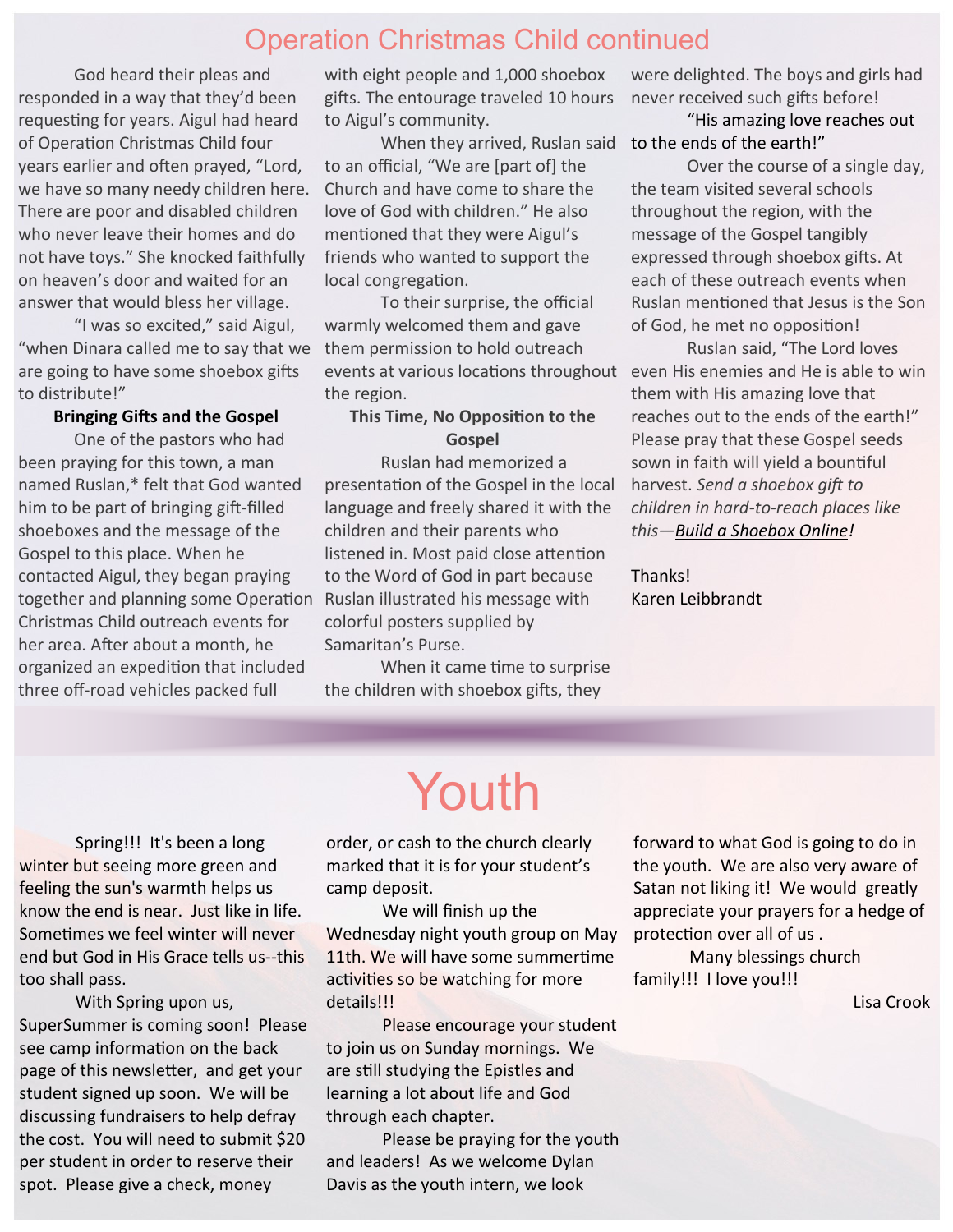# Operation Christmas Child continued

God heard their pleas and responded in a way that they'd been requesting for years. Aigul had heard of Operation Christmas Child four years earlier and often prayed, "Lord, we have so many needy children here. There are poor and disabled children who never leave their homes and do not have toys." She knocked faithfully on heaven's door and waited for an answer that would bless her village.

"I was so excited," said Aigul, "when Dinara called me to say that we are going to have some shoebox gifts to distribute!"

**Bringing Gifts and the Gospel**

One of the pastors who had been praying for this town, a man named Ruslan,* felt that God wanted him to be part of bringing gift-filled shoeboxes and the message of the Gospel to this place. When he contacted Aigul, they began praying together and planning some Operation Christmas Child outreach events for her area. After about a month, he organized an expedition that included three off-road vehicles packed full with eight people and 1,000 shoebox gifts. The entourage traveled 10 hours to Aigul's community.

When they arrived, Ruslan said to an official, "We are [part of] the Church and have come to share the love of God with children." He also mentioned that they were Aigul's friends who wanted to support the local congregation.

To their surprise, the official warmly welcomed them and gave them permission to hold outreach events at various locations throughout the region.

**This Time, No Opposition to the Gospel**

Ruslan had memorized a presentation of the Gospel in the local language and freely shared it with the children and their parents who listened in. Most paid close attention to the Word of God in part because Ruslan illustrated his message with colorful posters supplied by Samaritan's Purse.

When it came time to surprise the children with shoebox gifts, they were delighted. The boys and girls had never received such gifts before!

"His amazing love reaches out to the ends of the earth!"

Over the course of a single day, the team visited several schools throughout the region, with the message of the Gospel tangibly expressed through shoebox gifts. At each of these outreach events when Ruslan mentioned that Jesus is the Son of God, he met no opposition!

Ruslan said, "The Lord loves even His enemies and He is able to win them with His amazing love that reaches out to the ends of the earth!" Please pray that these Gospel seeds sown in faith will yield a bountiful harvest. *Send a shoebox gift to children in hard-to-reach places like this—Build a Shoebox Online!*

Thanks!
Karen Leibbrandt

# Youth

Spring!!! It's been a long winter but seeing more green and feeling the sun's warmth helps us know the end is near. Just like in life. Sometimes we feel winter will never end but God in His Grace tells us--this too shall pass.

With Spring upon us, SuperSummer is coming soon! Please see camp information on the back page of this newsletter, and get your student signed up soon. We will be discussing fundraisers to help defray the cost. You will need to submit $20 per student in order to reserve their spot. Please give a check, money order, or cash to the church clearly marked that it is for your student's camp deposit.

We will finish up the Wednesday night youth group on May 11th. We will have some summertime activities so be watching for more details!!!

Please encourage your student to join us on Sunday mornings. We are still studying the Epistles and learning a lot about life and God through each chapter.

Please be praying for the youth and leaders! As we welcome Dylan Davis as the youth intern, we look forward to what God is going to do in the youth. We are also very aware of Satan not liking it! We would greatly appreciate your prayers for a hedge of protection over all of us .

Many blessings church family!!! I love you!!!

Lisa Crook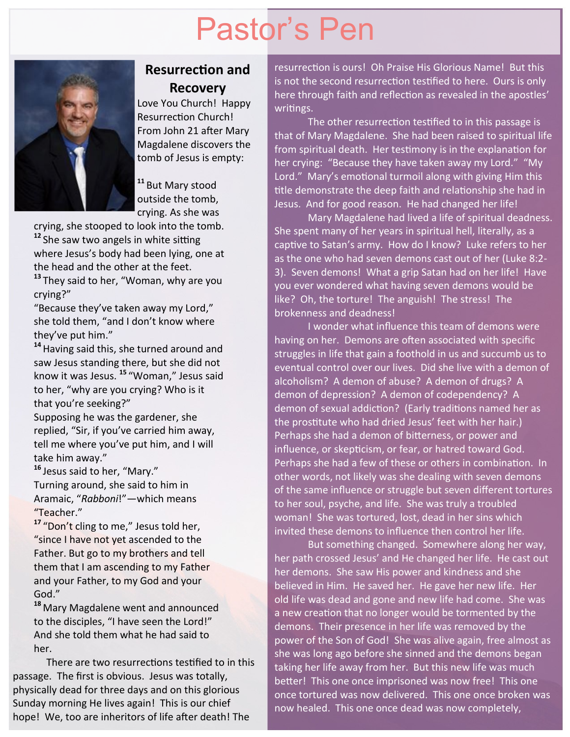# Pastor's Pen

## Resurrection and Recovery

Love You Church! Happy Resurrection Church! From John 21 after Mary Magdalene discovers the tomb of Jesus is empty:

[11] But Mary stood outside the tomb, crying. As she was crying, she stooped to look into the tomb. [12] She saw two angels in white sitting where Jesus's body had been lying, one at the head and the other at the feet. [13] They said to her, "Woman, why are you crying?"
"Because they've taken away my Lord," she told them, "and I don't know where they've put him."
[14] Having said this, she turned around and saw Jesus standing there, but she did not know it was Jesus. [15] "Woman," Jesus said to her, "why are you crying? Who is it that you're seeking?"
Supposing he was the gardener, she replied, "Sir, if you've carried him away, tell me where you've put him, and I will take him away."
[16] Jesus said to her, "Mary."
Turning around, she said to him in Aramaic, "*Rabboni*!"—which means "Teacher."
[17] "Don't cling to me," Jesus told her, "since I have not yet ascended to the Father. But go to my brothers and tell them that I am ascending to my Father and your Father, to my God and your God."
[18] Mary Magdalene went and announced to the disciples, "I have seen the Lord!" And she told them what he had said to her.

There are two resurrections testified to in this passage. The first is obvious. Jesus was totally, physically dead for three days and on this glorious Sunday morning He lives again! This is our chief hope! We, too are inheritors of life after death! The resurrection is ours! Oh Praise His Glorious Name! But this is not the second resurrection testified to here. Ours is only here through faith and reflection as revealed in the apostles' writings.

The other resurrection testified to in this passage is that of Mary Magdalene. She had been raised to spiritual life from spiritual death. Her testimony is in the explanation for her crying: "Because they have taken away my Lord." "My Lord." Mary's emotional turmoil along with giving Him this title demonstrate the deep faith and relationship she had in Jesus. And for good reason. He had changed her life!

Mary Magdalene had lived a life of spiritual deadness. She spent many of her years in spiritual hell, literally, as a captive to Satan's army. How do I know? Luke refers to her as the one who had seven demons cast out of her (Luke 8:2-3). Seven demons! What a grip Satan had on her life! Have you ever wondered what having seven demons would be like? Oh, the torture! The anguish! The stress! The brokenness and deadness!

I wonder what influence this team of demons were having on her. Demons are often associated with specific struggles in life that gain a foothold in us and succumb us to eventual control over our lives. Did she live with a demon of alcoholism? A demon of abuse? A demon of drugs? A demon of depression? A demon of codependency? A demon of sexual addiction? (Early traditions named her as the prostitute who had dried Jesus' feet with her hair.) Perhaps she had a demon of bitterness, or power and influence, or skepticism, or fear, or hatred toward God. Perhaps she had a few of these or others in combination. In other words, not likely was she dealing with seven demons of the same influence or struggle but seven different tortures to her soul, psyche, and life. She was truly a troubled woman! She was tortured, lost, dead in her sins which invited these demons to influence then control her life.

But something changed. Somewhere along her way, her path crossed Jesus' and He changed her life. He cast out her demons. She saw His power and kindness and she believed in Him. He saved her. He gave her new life. Her old life was dead and gone and new life had come. She was a new creation that no longer would be tormented by the demons. Their presence in her life was removed by the power of the Son of God! She was alive again, free almost as she was long ago before she sinned and the demons began taking her life away from her. But this new life was much better! This one once imprisoned was now free! This one once tortured was now delivered. This one once broken was now healed. This one once dead was now completely,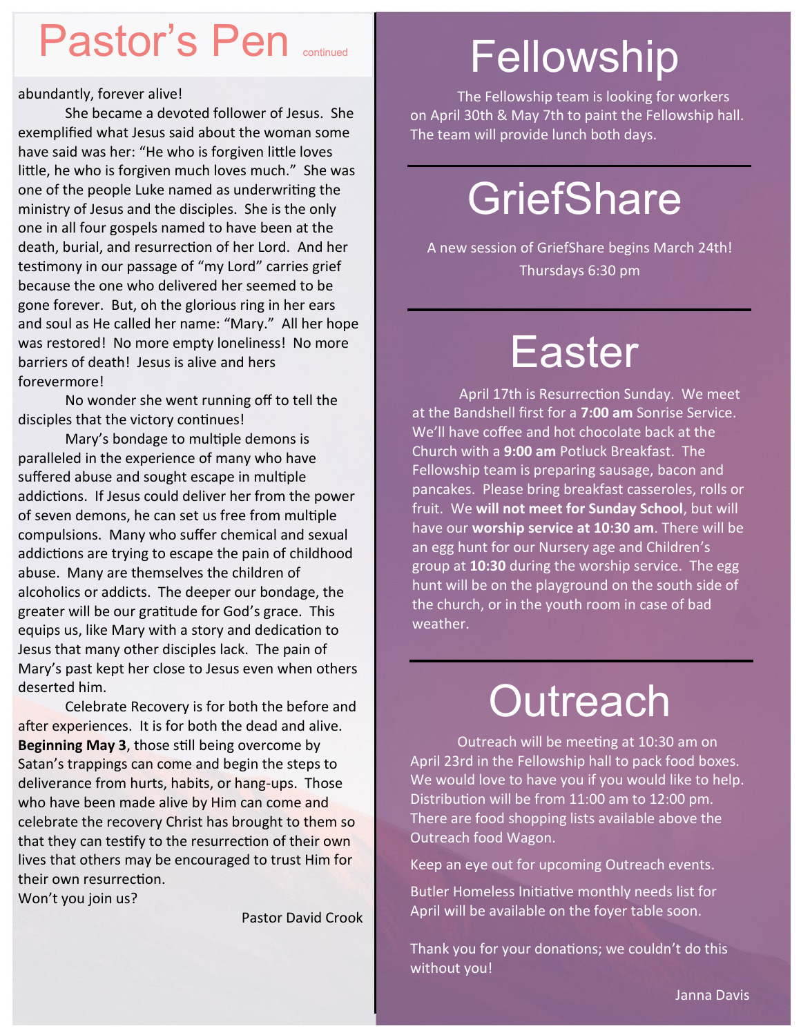# Pastor's Pen continued

abundantly, forever alive!

She became a devoted follower of Jesus. She exemplified what Jesus said about the woman some have said was her: "He who is forgiven little loves little, he who is forgiven much loves much." She was one of the people Luke named as underwriting the ministry of Jesus and the disciples. She is the only one in all four gospels named to have been at the death, burial, and resurrection of her Lord. And her testimony in our passage of "my Lord" carries grief because the one who delivered her seemed to be gone forever. But, oh the glorious ring in her ears and soul as He called her name: "Mary." All her hope was restored! No more empty loneliness! No more barriers of death! Jesus is alive and hers forevermore!

No wonder she went running off to tell the disciples that the victory continues!

Mary's bondage to multiple demons is paralleled in the experience of many who have suffered abuse and sought escape in multiple addictions. If Jesus could deliver her from the power of seven demons, he can set us free from multiple compulsions. Many who suffer chemical and sexual addictions are trying to escape the pain of childhood abuse. Many are themselves the children of alcoholics or addicts. The deeper our bondage, the greater will be our gratitude for God's grace. This equips us, like Mary with a story and dedication to Jesus that many other disciples lack. The pain of Mary's past kept her close to Jesus even when others deserted him.

Celebrate Recovery is for both the before and after experiences. It is for both the dead and alive. **Beginning May 3**, those still being overcome by Satan's trappings can come and begin the steps to deliverance from hurts, habits, or hang-ups. Those who have been made alive by Him can come and celebrate the recovery Christ has brought to them so that they can testify to the resurrection of their own lives that others may be encouraged to trust Him for their own resurrection.

Won't you join us?

Pastor David Crook

# Fellowship

The Fellowship team is looking for workers on April 30th & May 7th to paint the Fellowship hall. The team will provide lunch both days.

# GriefShare

A new session of GriefShare begins March 24th!

Thursdays 6:30 pm

# Easter

April 17th is Resurrection Sunday. We meet at the Bandshell first for a **7:00 am** Sonrise Service. We'll have coffee and hot chocolate back at the Church with a **9:00 am** Potluck Breakfast. The Fellowship team is preparing sausage, bacon and pancakes. Please bring breakfast casseroles, rolls or fruit. We **will not meet for Sunday School**, but will have our **worship service at 10:30 am**. There will be an egg hunt for our Nursery age and Children's group at **10:30** during the worship service. The egg hunt will be on the playground on the south side of the church, or in the youth room in case of bad weather.

# Outreach

Outreach will be meeting at 10:30 am on April 23rd in the Fellowship hall to pack food boxes. We would love to have you if you would like to help. Distribution will be from 11:00 am to 12:00 pm. There are food shopping lists available above the Outreach food Wagon.

Keep an eye out for upcoming Outreach events.

Butler Homeless Initiative monthly needs list for April will be available on the foyer table soon.

Thank you for your donations; we couldn't do this without you!

Janna Davis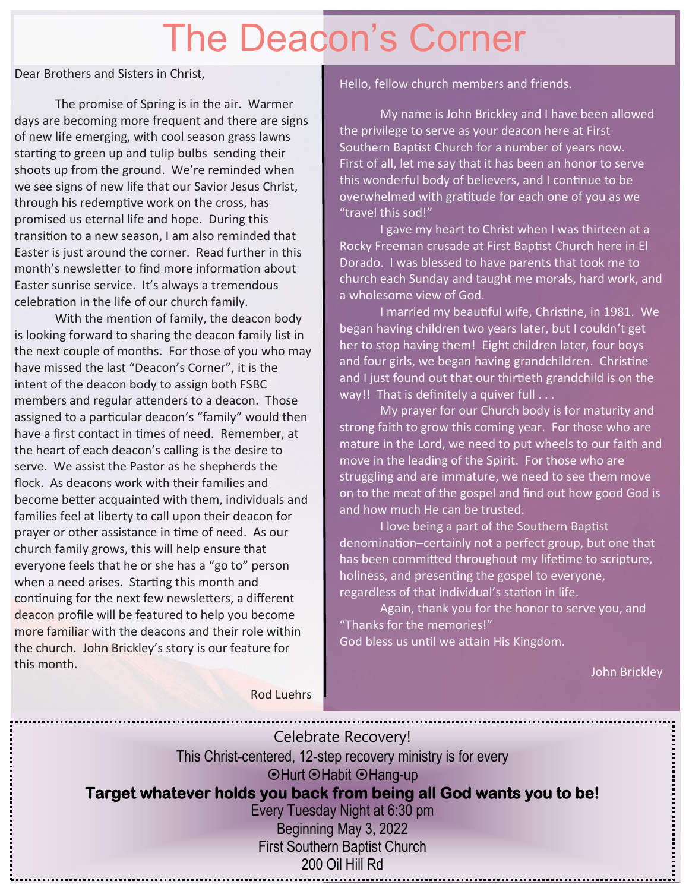# The Deacon's Corner

Dear Brothers and Sisters in Christ,

The promise of Spring is in the air. Warmer days are becoming more frequent and there are signs of new life emerging, with cool season grass lawns starting to green up and tulip bulbs sending their shoots up from the ground. We're reminded when we see signs of new life that our Savior Jesus Christ, through his redemptive work on the cross, has promised us eternal life and hope. During this transition to a new season, I am also reminded that Easter is just around the corner. Read further in this month's newsletter to find more information about Easter sunrise service. It's always a tremendous celebration in the life of our church family.

With the mention of family, the deacon body is looking forward to sharing the deacon family list in the next couple of months. For those of you who may have missed the last "Deacon's Corner", it is the intent of the deacon body to assign both FSBC members and regular attenders to a deacon. Those assigned to a particular deacon's "family" would then have a first contact in times of need. Remember, at the heart of each deacon's calling is the desire to serve. We assist the Pastor as he shepherds the flock. As deacons work with their families and become better acquainted with them, individuals and families feel at liberty to call upon their deacon for prayer or other assistance in time of need. As our church family grows, this will help ensure that everyone feels that he or she has a "go to" person when a need arises. Starting this month and continuing for the next few newsletters, a different deacon profile will be featured to help you become more familiar with the deacons and their role within the church. John Brickley's story is our feature for this month.

Rod Luehrs

Hello, fellow church members and friends.

My name is John Brickley and I have been allowed the privilege to serve as your deacon here at First Southern Baptist Church for a number of years now. First of all, let me say that it has been an honor to serve this wonderful body of believers, and I continue to be overwhelmed with gratitude for each one of you as we "travel this sod!"

I gave my heart to Christ when I was thirteen at a Rocky Freeman crusade at First Baptist Church here in El Dorado. I was blessed to have parents that took me to church each Sunday and taught me morals, hard work, and a wholesome view of God.

I married my beautiful wife, Christine, in 1981. We began having children two years later, but I couldn't get her to stop having them! Eight children later, four boys and four girls, we began having grandchildren. Christine and I just found out that our thirtieth grandchild is on the way!! That is definitely a quiver full . . .

My prayer for our Church body is for maturity and strong faith to grow this coming year. For those who are mature in the Lord, we need to put wheels to our faith and move in the leading of the Spirit. For those who are struggling and are immature, we need to see them move on to the meat of the gospel and find out how good God is and how much He can be trusted.

I love being a part of the Southern Baptist denomination–certainly not a perfect group, but one that has been committed throughout my lifetime to scripture, holiness, and presenting the gospel to everyone, regardless of that individual's station in life.

Again, thank you for the honor to serve you, and "Thanks for the memories!"
God bless us until we attain His Kingdom.

John Brickley

---

Celebrate Recovery!

This Christ-centered, 12-step recovery ministry is for every

⦿Hurt ⦿Habit ⦿Hang-up

**Target whatever holds you back from being all God wants you to be!**

Every Tuesday Night at 6:30 pm
Beginning May 3, 2022
First Southern Baptist Church
200 Oil Hill Rd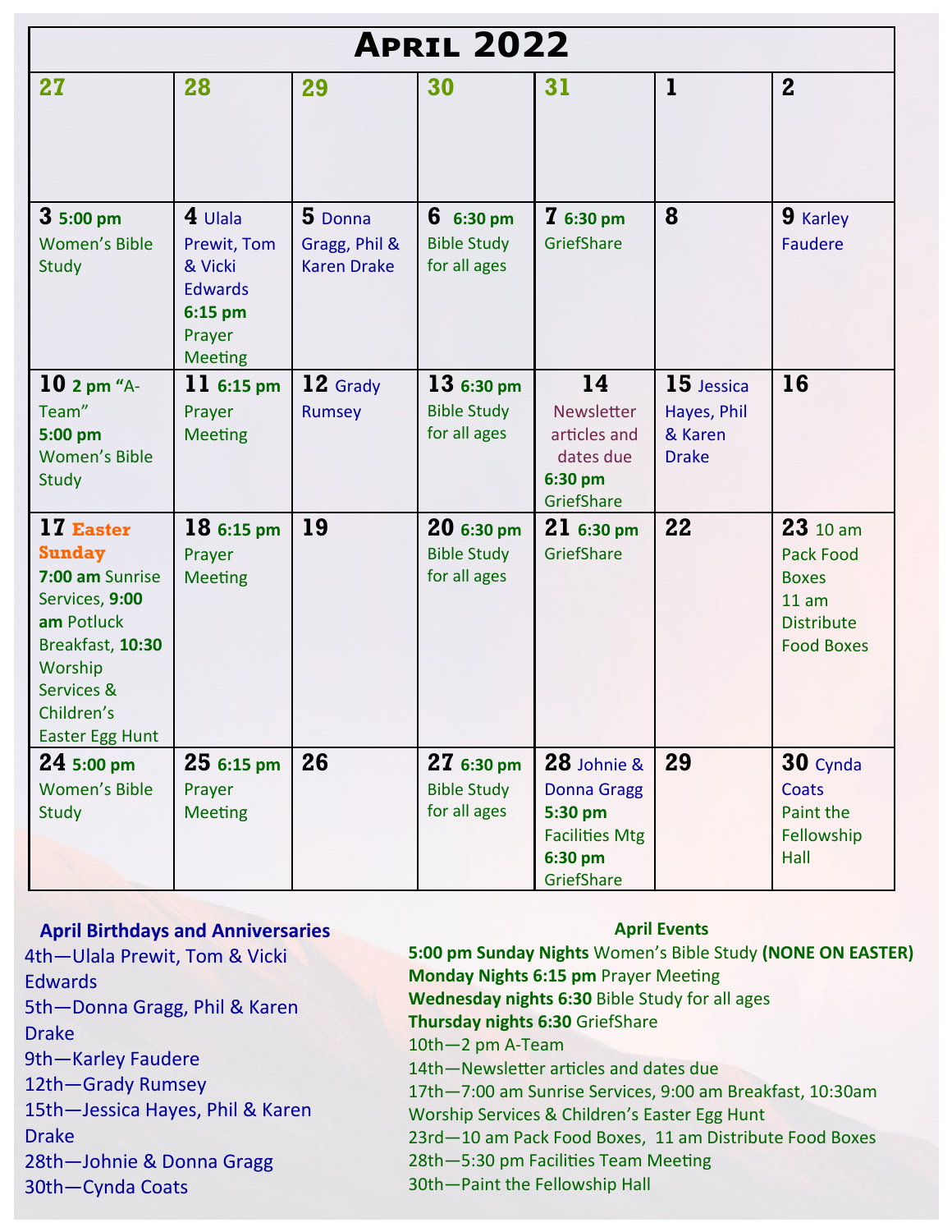# April 2022

| 27 | 28 | 29 | 30 | 31 | 1 | 2 |
|---|---|---|---|---|---|---|
| | | | | | | |
| **3** **5:00 pm** Women's Bible Study | **4** Ulala Prewit, Tom & Vicki Edwards **6:15 pm** Prayer Meeting | **5** Donna Gragg, Phil & Karen Drake | **6** **6:30 pm** Bible Study for all ages | **7** **6:30 pm** GriefShare | **8** | **9** Karley Faudere |
| **10** **2 pm** "A-Team" **5:00 pm** Women's Bible Study | **11** **6:15 pm** Prayer Meeting | **12** Grady Rumsey | **13** **6:30 pm** Bible Study for all ages | **14** Newsletter articles and dates due **6:30 pm** GriefShare | **15** Jessica Hayes, Phil & Karen Drake | **16** |
| **17** **Easter Sunday** **7:00 am** Sunrise Services, **9:00 am** Potluck Breakfast, **10:30** Worship Services & Children's Easter Egg Hunt | **18** **6:15 pm** Prayer Meeting | **19** | **20** **6:30 pm** Bible Study for all ages | **21** **6:30 pm** GriefShare | **22** | **23** 10 am Pack Food Boxes 11 am Distribute Food Boxes |
| **24** **5:00 pm** Women's Bible Study | **25** **6:15 pm** Prayer Meeting | **26** | **27** **6:30 pm** Bible Study for all ages | **28** Johnie & Donna Gragg **5:30 pm** Facilities Mtg **6:30 pm** GriefShare | **29** | **30** Cynda Coats Paint the Fellowship Hall |

## April Birthdays and Anniversaries

4th—Ulala Prewit, Tom & Vicki Edwards
5th—Donna Gragg, Phil & Karen Drake
9th—Karley Faudere
12th—Grady Rumsey
15th—Jessica Hayes, Phil & Karen Drake
28th—Johnie & Donna Gragg
30th—Cynda Coats

## April Events

**5:00 pm Sunday Nights** Women's Bible Study **(NONE ON EASTER)**
**Monday Nights 6:15 pm** Prayer Meeting
**Wednesday nights 6:30** Bible Study for all ages
**Thursday nights 6:30** GriefShare
10th—2 pm A-Team
14th—Newsletter articles and dates due
17th—7:00 am Sunrise Services, 9:00 am Breakfast, 10:30am Worship Services & Children's Easter Egg Hunt
23rd—10 am Pack Food Boxes, 11 am Distribute Food Boxes
28th—5:30 pm Facilities Team Meeting
30th—Paint the Fellowship Hall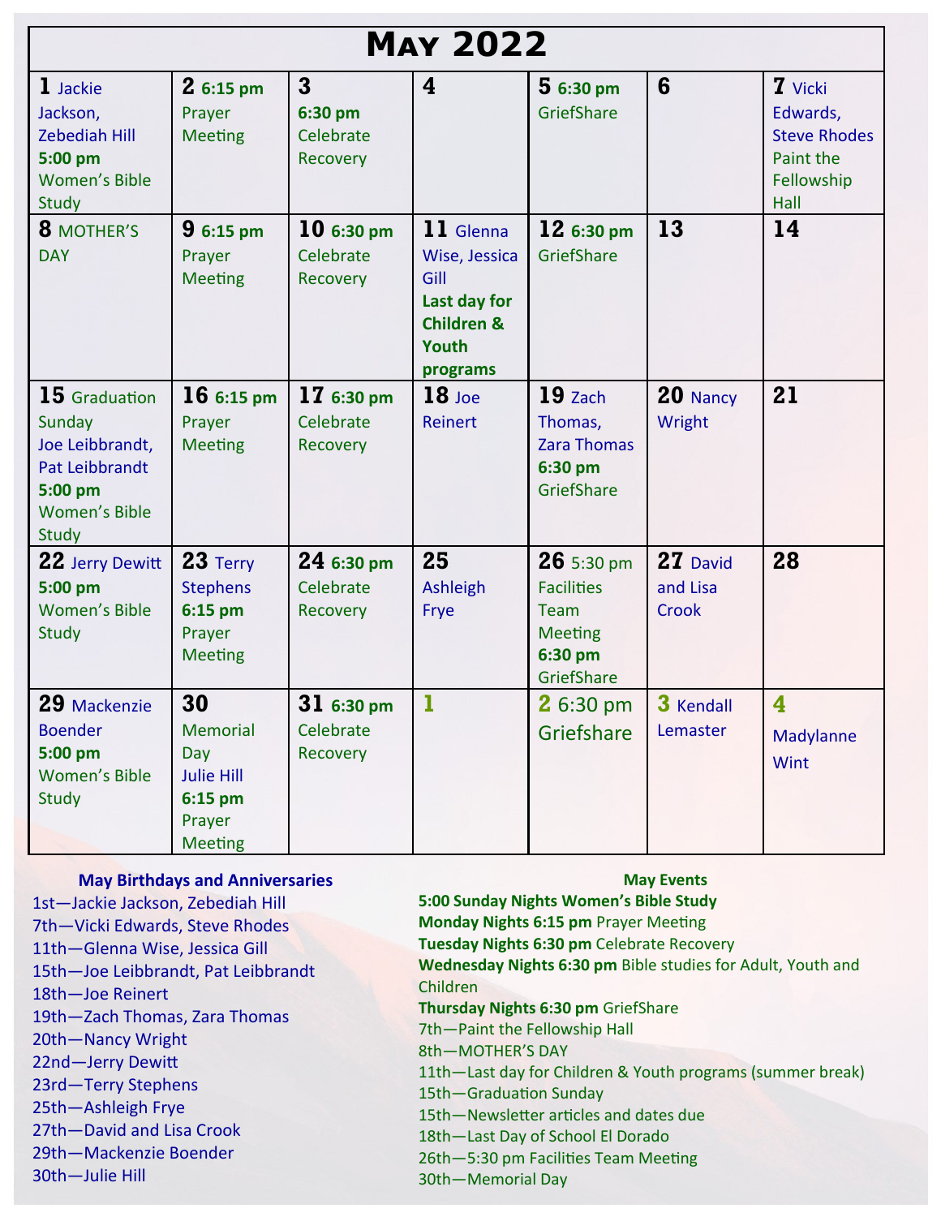# May 2022

| | | | | | | |
|---|---|---|---|---|---|---|
| **1** Jackie Jackson, Zebediah Hill **5:00 pm** Women's Bible Study | **2** **6:15 pm** Prayer Meeting | **3** **6:30 pm** Celebrate Recovery | **4** | **5** **6:30 pm** GriefShare | **6** | **7** Vicki Edwards, Steve Rhodes Paint the Fellowship Hall |
| **8** MOTHER'S DAY | **9** **6:15 pm** Prayer Meeting | **10** **6:30 pm** Celebrate Recovery | **11** Glenna Wise, Jessica Gill **Last day for Children & Youth programs** | **12** **6:30 pm** GriefShare | **13** | **14** |
| **15** Graduation Sunday Joe Leibbrandt, Pat Leibbrandt **5:00 pm** Women's Bible Study | **16** **6:15 pm** Prayer Meeting | **17** **6:30 pm** Celebrate Recovery | **18** Joe Reinert | **19** Zach Thomas, Zara Thomas **6:30 pm** GriefShare | **20** Nancy Wright | **21** |
| **22** Jerry Dewitt **5:00 pm** Women's Bible Study | **23** Terry Stephens **6:15 pm** Prayer Meeting | **24** **6:30 pm** Celebrate Recovery | **25** Ashleigh Frye | **26** 5:30 pm Facilities Team Meeting **6:30 pm** GriefShare | **27** David and Lisa Crook | **28** |
| **29** Mackenzie Boender **5:00 pm** Women's Bible Study | **30** Memorial Day Julie Hill **6:15 pm** Prayer Meeting | **31** **6:30 pm** Celebrate Recovery | **1** | **2** 6:30 pm Griefshare | **3** Kendall Lemaster | **4** Madylanne Wint |

**May Birthdays and Anniversaries**

1st—Jackie Jackson, Zebediah Hill
7th—Vicki Edwards, Steve Rhodes
11th—Glenna Wise, Jessica Gill
15th—Joe Leibbrandt, Pat Leibbrandt
18th—Joe Reinert
19th—Zach Thomas, Zara Thomas
20th—Nancy Wright
22nd—Jerry Dewitt
23rd—Terry Stephens
25th—Ashleigh Frye
27th—David and Lisa Crook
29th—Mackenzie Boender
30th—Julie Hill

**May Events**

**5:00 Sunday Nights Women's Bible Study**
**Monday Nights 6:15 pm** Prayer Meeting
**Tuesday Nights 6:30 pm** Celebrate Recovery
**Wednesday Nights 6:30 pm** Bible studies for Adult, Youth and Children
**Thursday Nights 6:30 pm** GriefShare
7th—Paint the Fellowship Hall
8th—MOTHER'S DAY
11th—Last day for Children & Youth programs (summer break)
15th—Graduation Sunday
15th—Newsletter articles and dates due
18th—Last Day of School El Dorado
26th—5:30 pm Facilities Team Meeting
30th—Memorial Day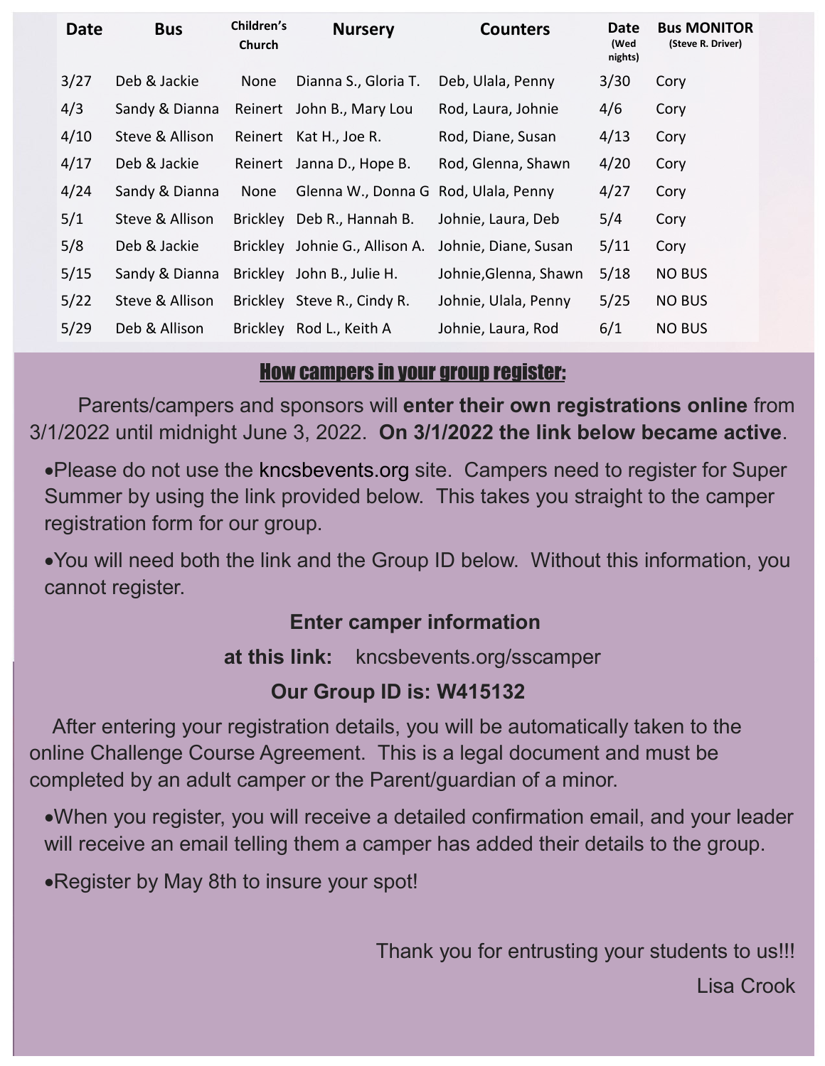| Date | Bus | Children's Church | Nursery | Counters | Date (Wed nights) | Bus MONITOR (Steve R. Driver) |
|---|---|---|---|---|---|---|
| 3/27 | Deb & Jackie | None | Dianna S., Gloria T. | Deb, Ulala, Penny | 3/30 | Cory |
| 4/3 | Sandy & Dianna | Reinert | John B., Mary Lou | Rod, Laura, Johnie | 4/6 | Cory |
| 4/10 | Steve & Allison | Reinert | Kat H., Joe R. | Rod, Diane, Susan | 4/13 | Cory |
| 4/17 | Deb & Jackie | Reinert | Janna D., Hope B. | Rod, Glenna, Shawn | 4/20 | Cory |
| 4/24 | Sandy & Dianna | None | Glenna W., Donna G | Rod, Ulala, Penny | 4/27 | Cory |
| 5/1 | Steve & Allison | Brickley | Deb R., Hannah B. | Johnie, Laura, Deb | 5/4 | Cory |
| 5/8 | Deb & Jackie | Brickley | Johnie G., Allison A. | Johnie, Diane, Susan | 5/11 | Cory |
| 5/15 | Sandy & Dianna | Brickley | John B., Julie H. | Johnie,Glenna, Shawn | 5/18 | NO BUS |
| 5/22 | Steve & Allison | Brickley | Steve R., Cindy R. | Johnie, Ulala, Penny | 5/25 | NO BUS |
| 5/29 | Deb & Allison | Brickley | Rod L., Keith A | Johnie, Laura, Rod | 6/1 | NO BUS |

## How campers in your group register:

Parents/campers and sponsors will **enter their own registrations online** from 3/1/2022 until midnight June 3, 2022. **On 3/1/2022 the link below became active**.

- Please do not use the kncsbevents.org site. Campers need to register for Super Summer by using the link provided below. This takes you straight to the camper registration form for our group.
- You will need both the link and the Group ID below. Without this information, you cannot register.

**Enter camper information**

**at this link:** kncsbevents.org/sscamper

**Our Group ID is: W415132**

After entering your registration details, you will be automatically taken to the online Challenge Course Agreement. This is a legal document and must be completed by an adult camper or the Parent/guardian of a minor.

- When you register, you will receive a detailed confirmation email, and your leader will receive an email telling them a camper has added their details to the group.
- Register by May 8th to insure your spot!

Thank you for entrusting your students to us!!!

Lisa Crook